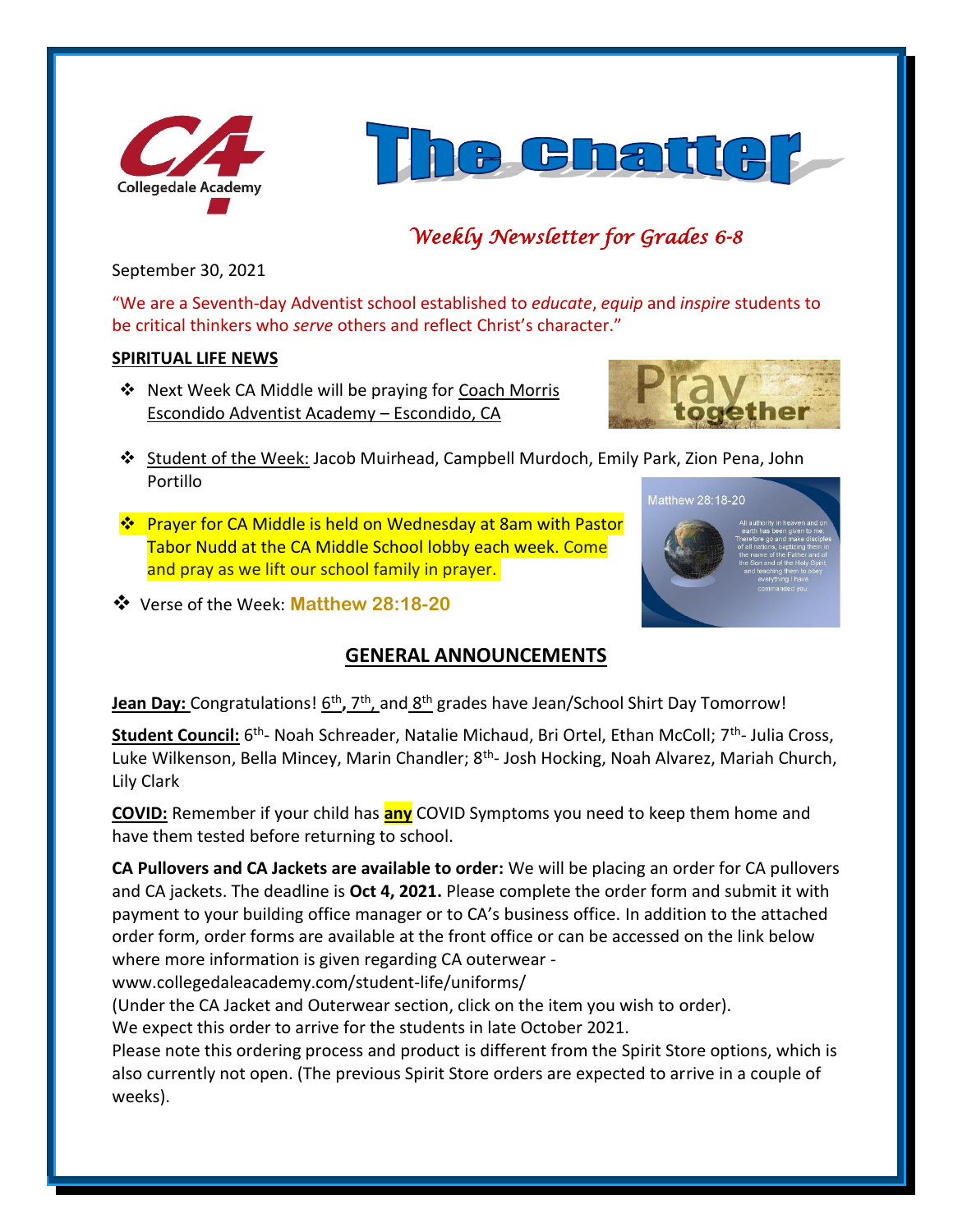Collegedale Academy

# The Chatter

*Weekly Newsletter for Grades 6-8*

September 30, 2021

"We are a Seventh-day Adventist school established to *educate*, *equip* and *inspire* students to be critical thinkers who *serve* others and reflect Christ's character."

## SPIRITUAL LIFE NEWS

- Next Week CA Middle will be praying for Coach Morris Escondido Adventist Academy – Escondido, CA
- Student of the Week: Jacob Muirhead, Campbell Murdoch, Emily Park, Zion Pena, John Portillo
- Prayer for CA Middle is held on Wednesday at 8am with Pastor Tabor Nudd at the CA Middle School lobby each week. Come and pray as we lift our school family in prayer.
- Verse of the Week: **Matthew 28:18-20**

## GENERAL ANNOUNCEMENTS

**Jean Day:** Congratulations! 6th, 7th, and 8th grades have Jean/School Shirt Day Tomorrow!

**Student Council:** 6th- Noah Schreader, Natalie Michaud, Bri Ortel, Ethan McColl; 7th- Julia Cross, Luke Wilkenson, Bella Mincey, Marin Chandler; 8th- Josh Hocking, Noah Alvarez, Mariah Church, Lily Clark

**COVID:** Remember if your child has **any** COVID Symptoms you need to keep them home and have them tested before returning to school.

**CA Pullovers and CA Jackets are available to order:** We will be placing an order for CA pullovers and CA jackets. The deadline is **Oct 4, 2021.** Please complete the order form and submit it with payment to your building office manager or to CA's business office. In addition to the attached order form, order forms are available at the front office or can be accessed on the link below where more information is given regarding CA outerwear - www.collegedaleacademy.com/student-life/uniforms/
(Under the CA Jacket and Outerwear section, click on the item you wish to order).
We expect this order to arrive for the students in late October 2021.
Please note this ordering process and product is different from the Spirit Store options, which is also currently not open. (The previous Spirit Store orders are expected to arrive in a couple of weeks).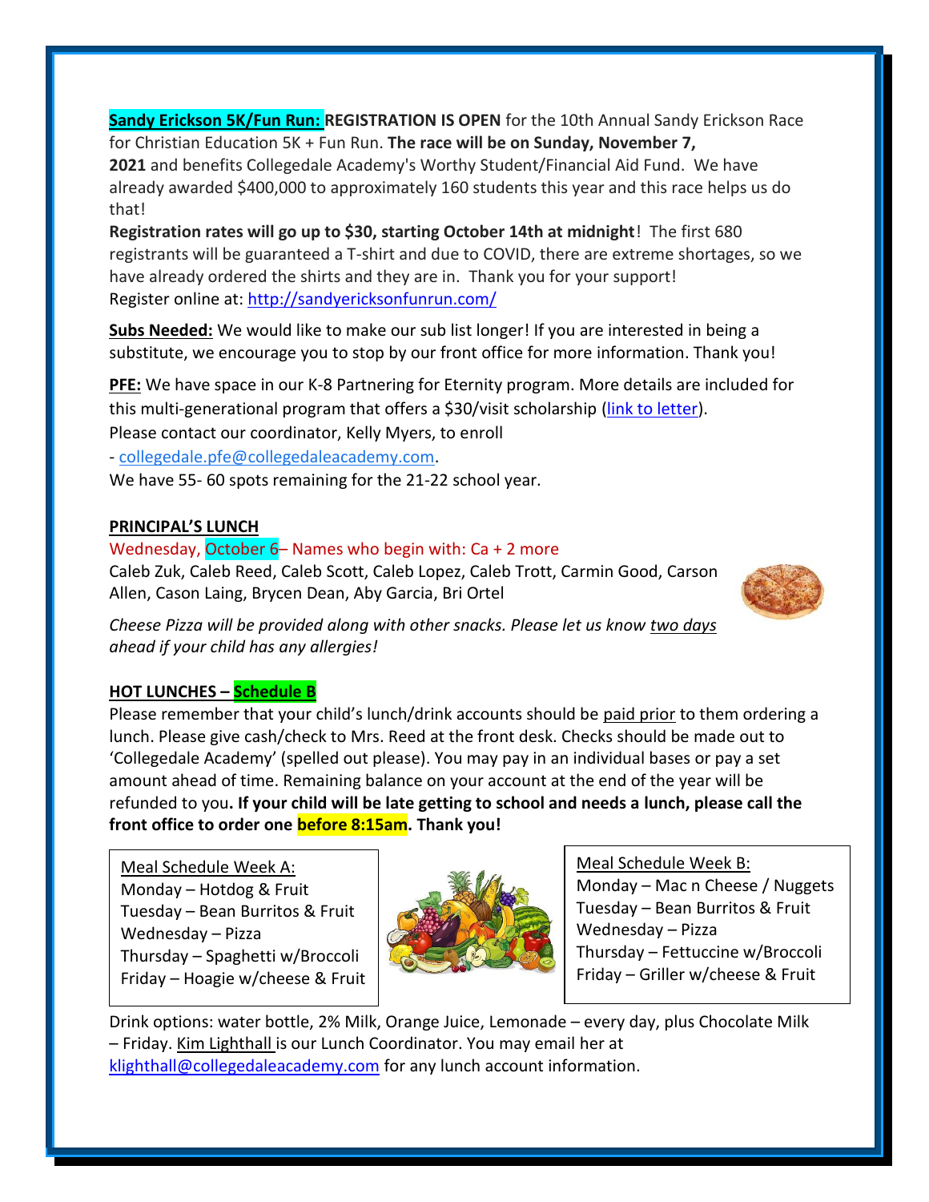**Sandy Erickson 5K/Fun Run:** **REGISTRATION IS OPEN** for the 10th Annual Sandy Erickson Race for Christian Education 5K + Fun Run. **The race will be on Sunday, November 7, 2021** and benefits Collegedale Academy's Worthy Student/Financial Aid Fund. We have already awarded $400,000 to approximately 160 students this year and this race helps us do that!

**Registration rates will go up to $30, starting October 14th at midnight**! The first 680 registrants will be guaranteed a T-shirt and due to COVID, there are extreme shortages, so we have already ordered the shirts and they are in. Thank you for your support!
Register online at: [http://sandyericksonfunrun.com/](http://sandyericksonfunrun.com/)

**Subs Needed:** We would like to make our sub list longer! If you are interested in being a substitute, we encourage you to stop by our front office for more information. Thank you!

**PFE:** We have space in our K-8 Partnering for Eternity program. More details are included for this multi-generational program that offers a $30/visit scholarship (link to letter).
Please contact our coordinator, Kelly Myers, to enroll
- collegedale.pfe@collegedaleacademy.com.
We have 55- 60 spots remaining for the 21-22 school year.

## PRINCIPAL'S LUNCH

Wednesday, October 6– Names who begin with: Ca + 2 more
Caleb Zuk, Caleb Reed, Caleb Scott, Caleb Lopez, Caleb Trott, Carmin Good, Carson Allen, Cason Laing, Brycen Dean, Aby Garcia, Bri Ortel

*Cheese Pizza will be provided along with other snacks. Please let us know two days ahead if your child has any allergies!*

## HOT LUNCHES – Schedule B

Please remember that your child's lunch/drink accounts should be paid prior to them ordering a lunch. Please give cash/check to Mrs. Reed at the front desk. Checks should be made out to 'Collegedale Academy' (spelled out please). You may pay in an individual bases or pay a set amount ahead of time. Remaining balance on your account at the end of the year will be refunded to you**. If your child will be late getting to school and needs a lunch, please call the front office to order one before 8:15am. Thank you!**

Meal Schedule Week A:
Monday – Hotdog & Fruit
Tuesday – Bean Burritos & Fruit
Wednesday – Pizza
Thursday – Spaghetti w/Broccoli
Friday – Hoagie w/cheese & Fruit

Meal Schedule Week B:
Monday – Mac n Cheese / Nuggets
Tuesday – Bean Burritos & Fruit
Wednesday – Pizza
Thursday – Fettuccine w/Broccoli
Friday – Griller w/cheese & Fruit

Drink options: water bottle, 2% Milk, Orange Juice, Lemonade – every day, plus Chocolate Milk – Friday. Kim Lighthall is our Lunch Coordinator. You may email her at klighthall@collegedaleacademy.com for any lunch account information.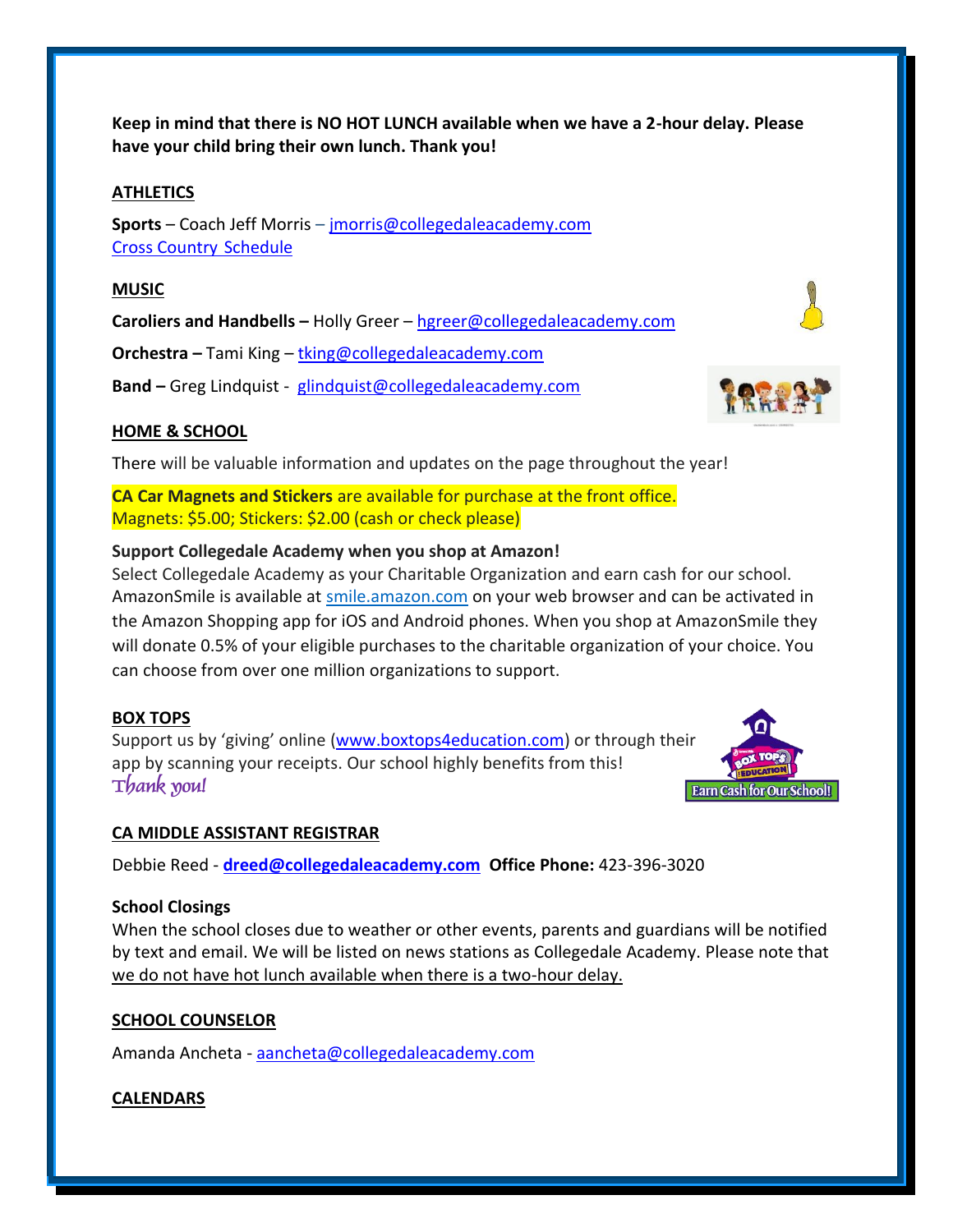**Keep in mind that there is NO HOT LUNCH available when we have a 2-hour delay. Please have your child bring their own lunch. Thank you!**

## ATHLETICS

**Sports** – Coach Jeff Morris – jmorris@collegedaleacademy.com
Cross Country Schedule

## MUSIC

**Caroliers and Handbells –** Holly Greer – hgreer@collegedaleacademy.com

**Orchestra –** Tami King – tking@collegedaleacademy.com

**Band –** Greg Lindquist - glindquist@collegedaleacademy.com

## HOME & SCHOOL

There will be valuable information and updates on the page throughout the year!

**CA Car Magnets and Stickers** are available for purchase at the front office.
Magnets: $5.00; Stickers: $2.00 (cash or check please)

**Support Collegedale Academy when you shop at Amazon!**
Select Collegedale Academy as your Charitable Organization and earn cash for our school. AmazonSmile is available at smile.amazon.com on your web browser and can be activated in the Amazon Shopping app for iOS and Android phones. When you shop at AmazonSmile they will donate 0.5% of your eligible purchases to the charitable organization of your choice. You can choose from over one million organizations to support.

## BOX TOPS

Support us by 'giving' online (www.boxtops4education.com) or through their app by scanning your receipts. Our school highly benefits from this!
*Thank you!*

## CA MIDDLE ASSISTANT REGISTRAR

Debbie Reed - **dreed@collegedaleacademy.com** **Office Phone:** 423-396-3020

**School Closings**
When the school closes due to weather or other events, parents and guardians will be notified by text and email. We will be listed on news stations as Collegedale Academy. Please note that we do not have hot lunch available when there is a two-hour delay.

## SCHOOL COUNSELOR

Amanda Ancheta - aancheta@collegedaleacademy.com

## CALENDARS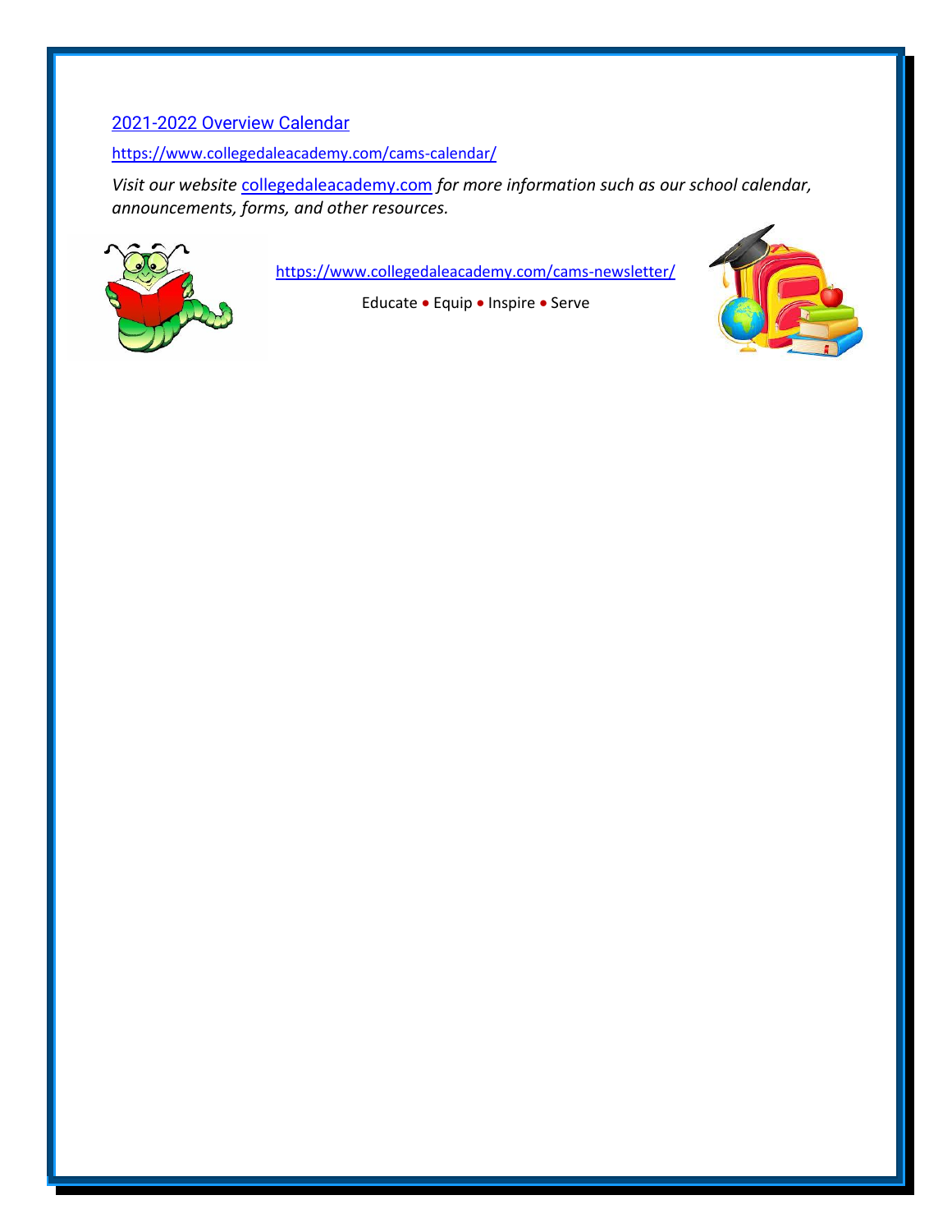[2021-2022 Overview Calendar](https://www.collegedaleacademy.com/cams-calendar/)

https://www.collegedaleacademy.com/cams-calendar/

*Visit our website* collegedaleacademy.com *for more information such as our school calendar, announcements, forms, and other resources.*

https://www.collegedaleacademy.com/cams-newsletter/

Educate • Equip • Inspire • Serve